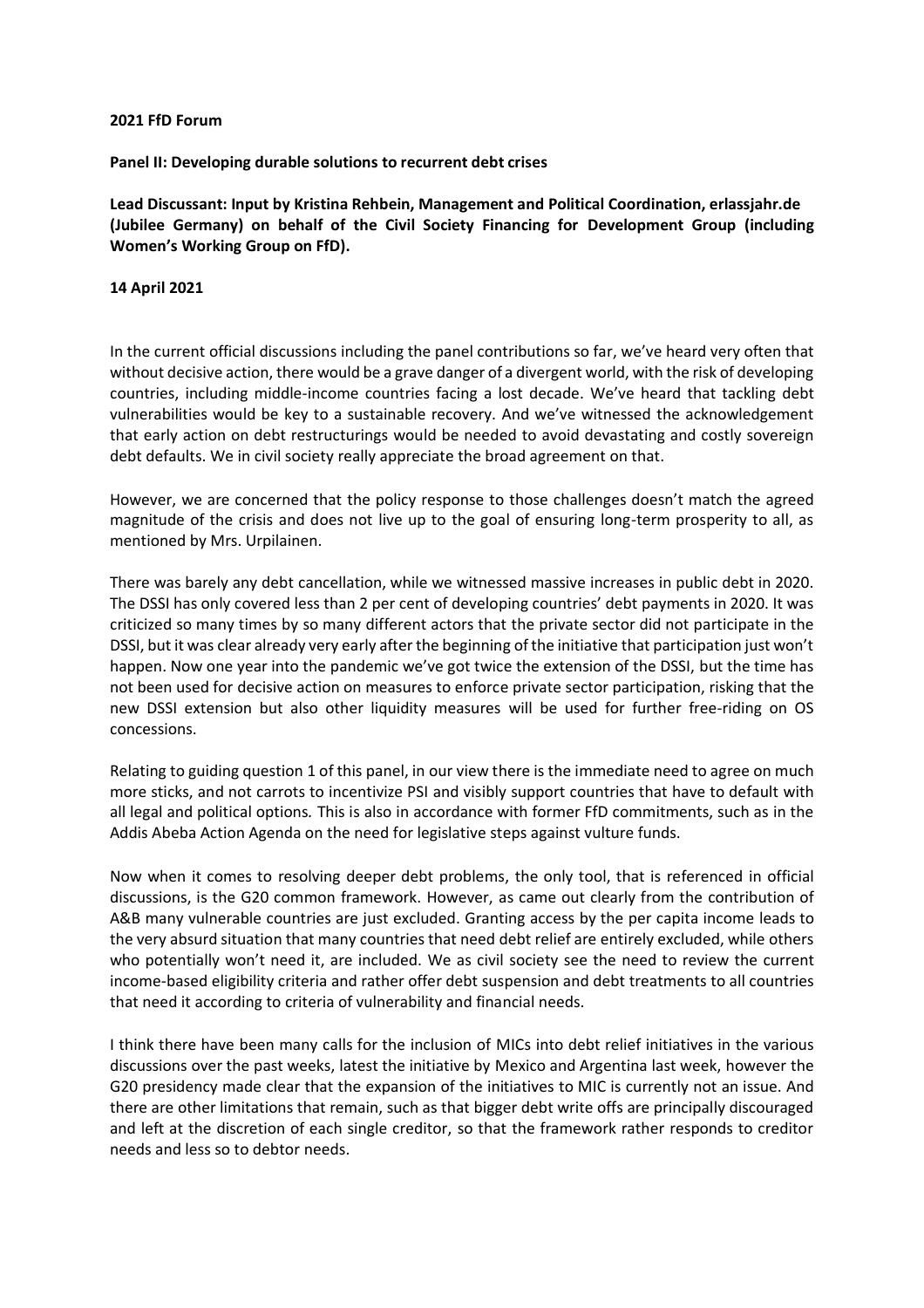**2021 FfD Forum**

**Panel II: Developing durable solutions to recurrent debt crises**

**Lead Discussant: Input by Kristina Rehbein, Management and Political Coordination, erlassjahr.de (Jubilee Germany) on behalf of the Civil Society Financing for Development Group (including Women's Working Group on FfD).**

**14 April 2021**

In the current official discussions including the panel contributions so far, we've heard very often that without decisive action, there would be a grave danger of a divergent world, with the risk of developing countries, including middle-income countries facing a lost decade. We've heard that tackling debt vulnerabilities would be key to a sustainable recovery. And we've witnessed the acknowledgement that early action on debt restructurings would be needed to avoid devastating and costly sovereign debt defaults. We in civil society really appreciate the broad agreement on that.

However, we are concerned that the policy response to those challenges doesn't match the agreed magnitude of the crisis and does not live up to the goal of ensuring long-term prosperity to all, as mentioned by Mrs. Urpilainen.

There was barely any debt cancellation, while we witnessed massive increases in public debt in 2020. The DSSI has only covered less than 2 per cent of developing countries' debt payments in 2020. It was criticized so many times by so many different actors that the private sector did not participate in the DSSI, but it was clear already very early after the beginning of the initiative that participation just won't happen. Now one year into the pandemic we've got twice the extension of the DSSI, but the time has not been used for decisive action on measures to enforce private sector participation, risking that the new DSSI extension but also other liquidity measures will be used for further free-riding on OS concessions.

Relating to guiding question 1 of this panel, in our view there is the immediate need to agree on much more sticks, and not carrots to incentivize PSI and visibly support countries that have to default with all legal and political options. This is also in accordance with former FfD commitments, such as in the Addis Abeba Action Agenda on the need for legislative steps against vulture funds.

Now when it comes to resolving deeper debt problems, the only tool, that is referenced in official discussions, is the G20 common framework. However, as came out clearly from the contribution of A&B many vulnerable countries are just excluded. Granting access by the per capita income leads to the very absurd situation that many countries that need debt relief are entirely excluded, while others who potentially won't need it, are included. We as civil society see the need to review the current income-based eligibility criteria and rather offer debt suspension and debt treatments to all countries that need it according to criteria of vulnerability and financial needs.

I think there have been many calls for the inclusion of MICs into debt relief initiatives in the various discussions over the past weeks, latest the initiative by Mexico and Argentina last week, however the G20 presidency made clear that the expansion of the initiatives to MIC is currently not an issue. And there are other limitations that remain, such as that bigger debt write offs are principally discouraged and left at the discretion of each single creditor, so that the framework rather responds to creditor needs and less so to debtor needs.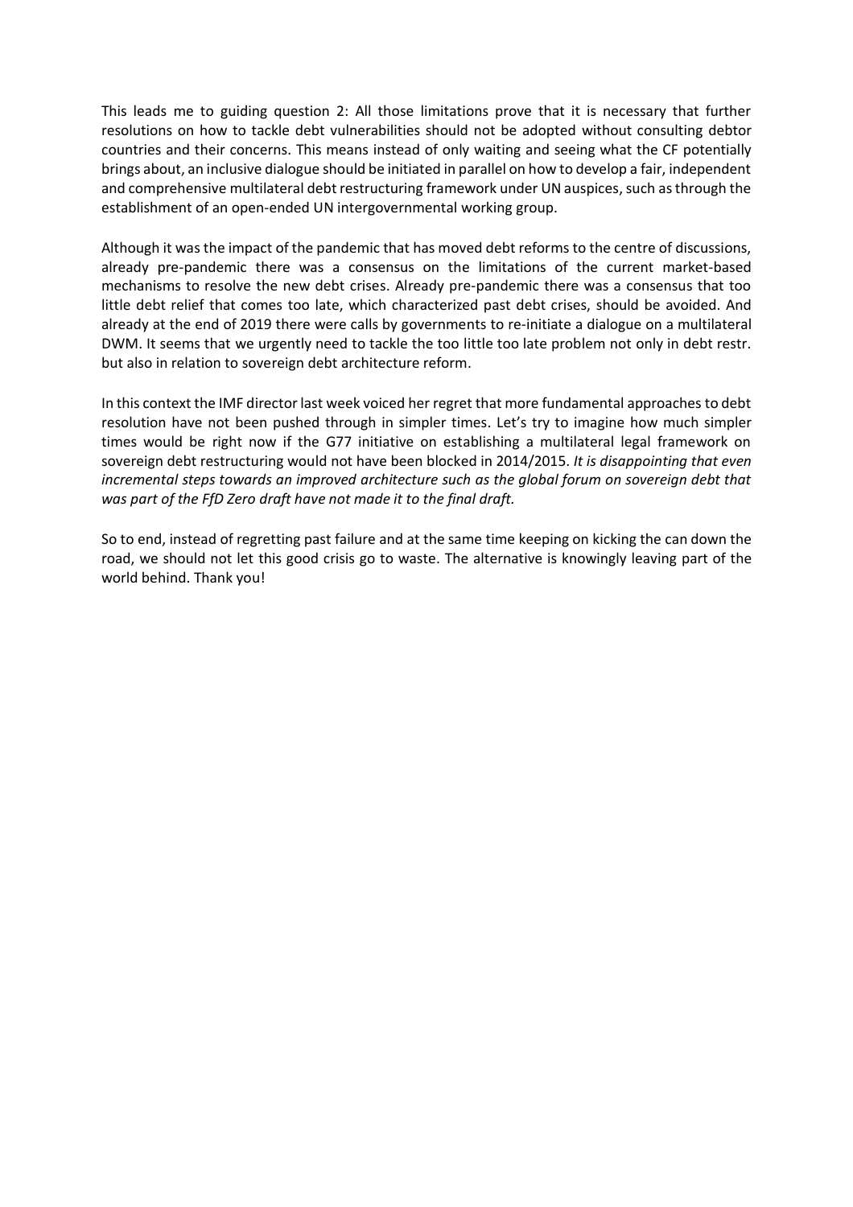This leads me to guiding question 2: All those limitations prove that it is necessary that further resolutions on how to tackle debt vulnerabilities should not be adopted without consulting debtor countries and their concerns. This means instead of only waiting and seeing what the CF potentially brings about, an inclusive dialogue should be initiated in parallel on how to develop a fair, independent and comprehensive multilateral debt restructuring framework under UN auspices, such as through the establishment of an open-ended UN intergovernmental working group.

Although it was the impact of the pandemic that has moved debt reforms to the centre of discussions, already pre-pandemic there was a consensus on the limitations of the current market-based mechanisms to resolve the new debt crises. Already pre-pandemic there was a consensus that too little debt relief that comes too late, which characterized past debt crises, should be avoided. And already at the end of 2019 there were calls by governments to re-initiate a dialogue on a multilateral DWM. It seems that we urgently need to tackle the too little too late problem not only in debt restr. but also in relation to sovereign debt architecture reform.

In this context the IMF director last week voiced her regret that more fundamental approaches to debt resolution have not been pushed through in simpler times. Let's try to imagine how much simpler times would be right now if the G77 initiative on establishing a multilateral legal framework on sovereign debt restructuring would not have been blocked in 2014/2015. *It is disappointing that even incremental steps towards an improved architecture such as the global forum on sovereign debt that was part of the FfD Zero draft have not made it to the final draft.*

So to end, instead of regretting past failure and at the same time keeping on kicking the can down the road, we should not let this good crisis go to waste. The alternative is knowingly leaving part of the world behind. Thank you!